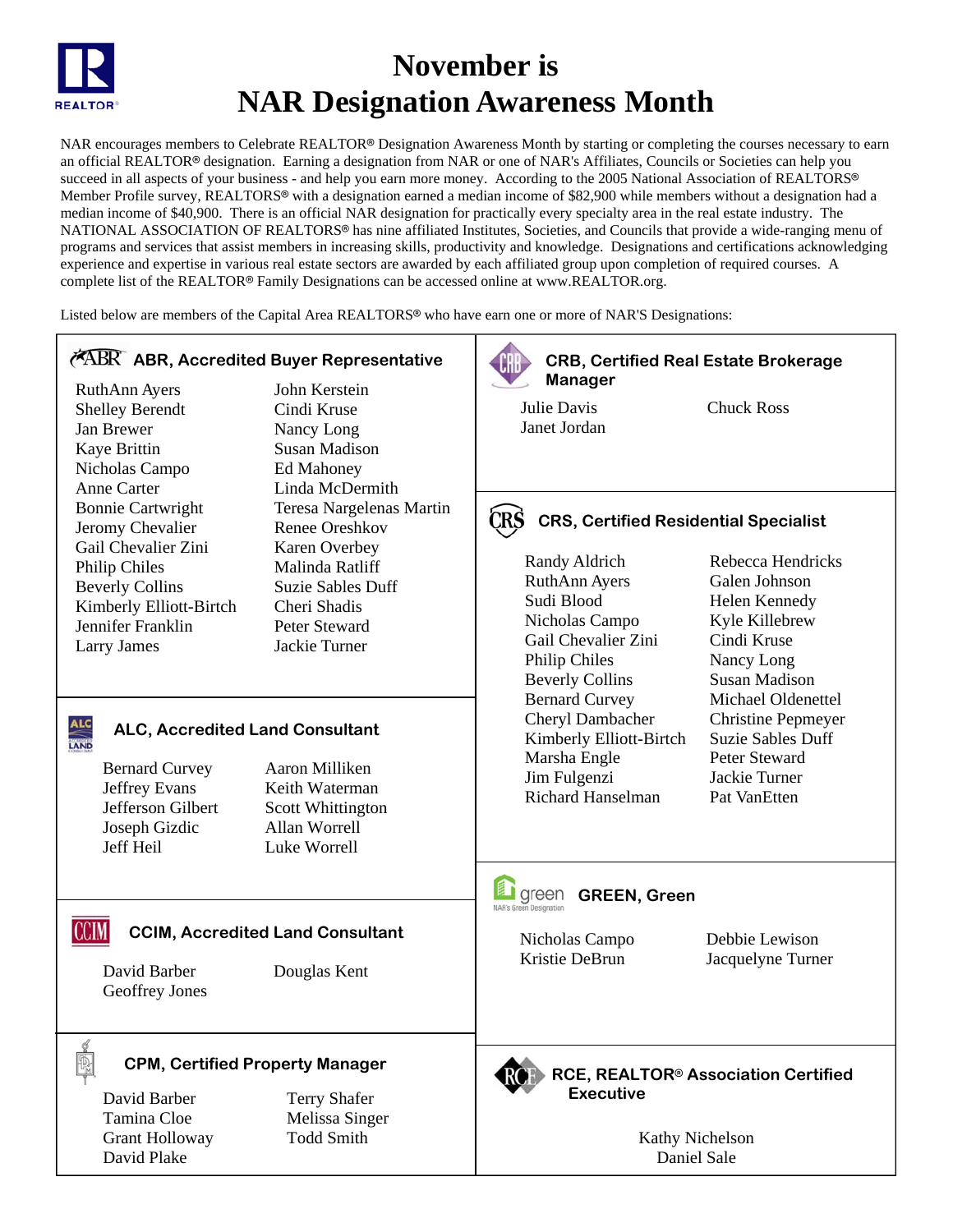# November is
# NAR Designation Awareness Month

NAR encourages members to Celebrate REALTOR® Designation Awareness Month by starting or completing the courses necessary to earn an official REALTOR® designation. Earning a designation from NAR or one of NAR's Affiliates, Councils or Societies can help you succeed in all aspects of your business - and help you earn more money. According to the 2005 National Association of REALTORS® Member Profile survey, REALTORS® with a designation earned a median income of $82,900 while members without a designation had a median income of $40,900. There is an official NAR designation for practically every specialty area in the real estate industry. The NATIONAL ASSOCIATION OF REALTORS® has nine affiliated Institutes, Societies, and Councils that provide a wide-ranging menu of programs and services that assist members in increasing skills, productivity and knowledge. Designations and certifications acknowledging experience and expertise in various real estate sectors are awarded by each affiliated group upon completion of required courses. A complete list of the REALTOR® Family Designations can be accessed online at www.REALTOR.org.

Listed below are members of the Capital Area REALTORS® who have earn one or more of NAR'S Designations:

### ABR, Accredited Buyer Representative

RuthAnn Ayers
Shelley Berendt
Jan Brewer
Kaye Brittin
Nicholas Campo
Anne Carter
Bonnie Cartwright
Jeromy Chevalier
Gail Chevalier Zini
Philip Chiles
Beverly Collins
Kimberly Elliott-Birtch
Jennifer Franklin
Larry James
John Kerstein
Cindi Kruse
Nancy Long
Susan Madison
Ed Mahoney
Linda McDermith
Teresa Nargelenas Martin
Renee Oreshkov
Karen Overbey
Malinda Ratliff
Suzie Sables Duff
Cheri Shadis
Peter Steward
Jackie Turner

### ALC, Accredited Land Consultant

Bernard Curvey
Jeffrey Evans
Jefferson Gilbert
Joseph Gizdic
Jeff Heil
Aaron Milliken
Keith Waterman
Scott Whittington
Allan Worrell
Luke Worrell

### CCIM, Accredited Land Consultant

David Barber
Geoffrey Jones
Douglas Kent

### CPM, Certified Property Manager

David Barber
Tamina Cloe
Grant Holloway
David Plake
Terry Shafer
Melissa Singer
Todd Smith

### CRB, Certified Real Estate Brokerage Manager

Julie Davis
Janet Jordan
Chuck Ross

### CRS, Certified Residential Specialist

Randy Aldrich
RuthAnn Ayers
Sudi Blood
Nicholas Campo
Gail Chevalier Zini
Philip Chiles
Beverly Collins
Bernard Curvey
Cheryl Dambacher
Kimberly Elliott-Birtch
Marsha Engle
Jim Fulgenzi
Richard Hanselman
Rebecca Hendricks
Galen Johnson
Helen Kennedy
Kyle Killebrew
Cindi Kruse
Nancy Long
Susan Madison
Michael Oldenettel
Christine Pepmeyer
Suzie Sables Duff
Peter Steward
Jackie Turner
Pat VanEtten

### GREEN, Green

Nicholas Campo
Kristie DeBrun
Debbie Lewison
Jacquelyne Turner

### RCE, REALTOR® Association Certified Executive

Kathy Nichelson
Daniel Sale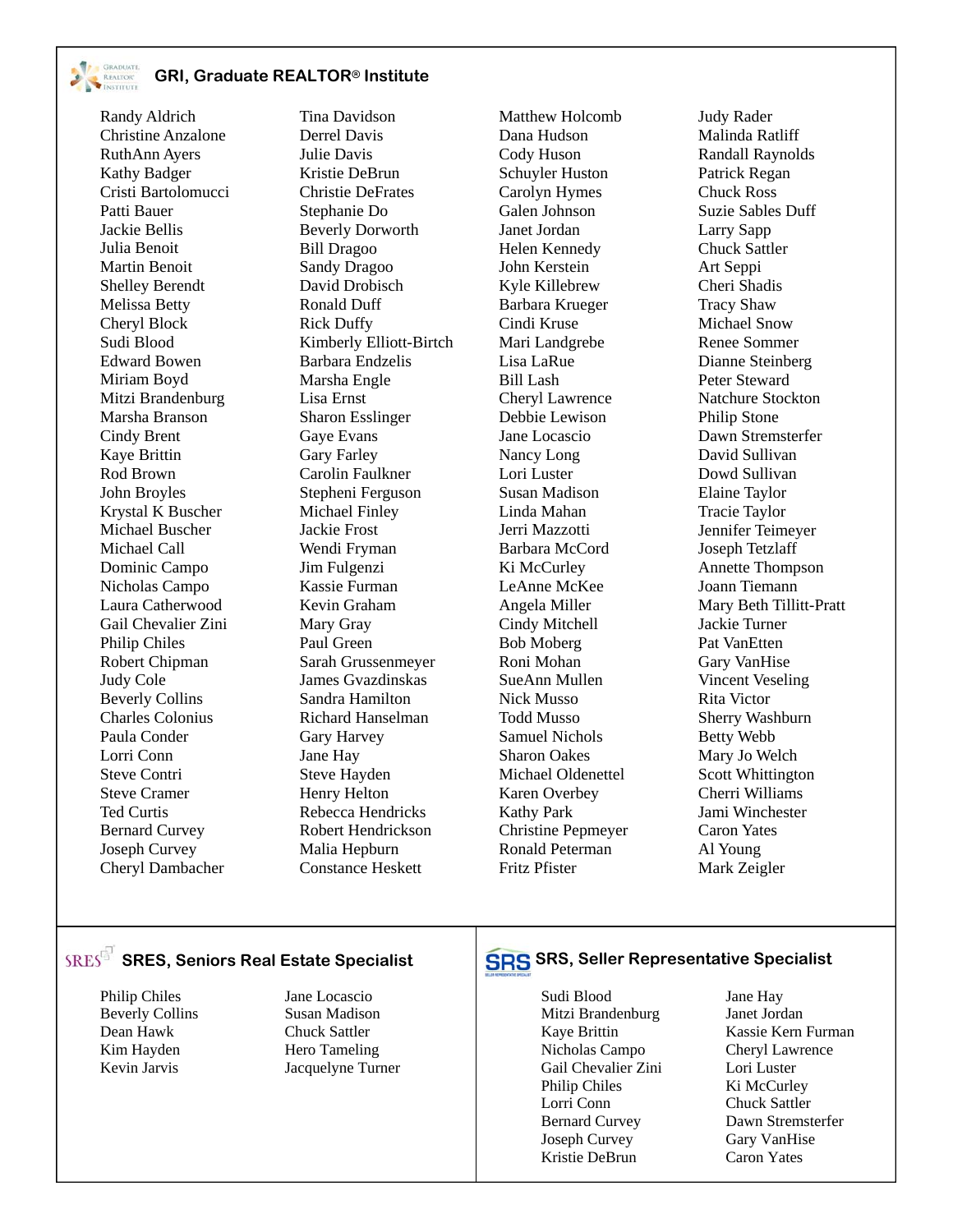## GRI, Graduate REALTOR® Institute

Randy Aldrich
Christine Anzalone
RuthAnn Ayers
Kathy Badger
Cristi Bartolomucci
Patti Bauer
Jackie Bellis
Julia Benoit
Martin Benoit
Shelley Berendt
Melissa Betty
Cheryl Block
Sudi Blood
Edward Bowen
Miriam Boyd
Mitzi Brandenburg
Marsha Branson
Cindy Brent
Kaye Brittin
Rod Brown
John Broyles
Krystal K Buscher
Michael Buscher
Michael Call
Dominic Campo
Nicholas Campo
Laura Catherwood
Gail Chevalier Zini
Philip Chiles
Robert Chipman
Judy Cole
Beverly Collins
Charles Colonius
Paula Conder
Lorri Conn
Steve Contri
Steve Cramer
Ted Curtis
Bernard Curvey
Joseph Curvey
Cheryl Dambacher
Tina Davidson
Derrel Davis
Julie Davis
Kristie DeBrun
Christie DeFrates
Stephanie Do
Beverly Dorworth
Bill Dragoo
Sandy Dragoo
David Drobisch
Ronald Duff
Rick Duffy
Kimberly Elliott-Birtch
Barbara Endzelis
Marsha Engle
Lisa Ernst
Sharon Esslinger
Gaye Evans
Gary Farley
Carolin Faulkner
Stepheni Ferguson
Michael Finley
Jackie Frost
Wendi Fryman
Jim Fulgenzi
Kassie Furman
Kevin Graham
Mary Gray
Paul Green
Sarah Grussenmeyer
James Gvazdinskas
Sandra Hamilton
Richard Hanselman
Gary Harvey
Jane Hay
Steve Hayden
Henry Helton
Rebecca Hendricks
Robert Hendrickson
Malia Hepburn
Constance Heskett
Matthew Holcomb
Dana Hudson
Cody Huson
Schuyler Huston
Carolyn Hymes
Galen Johnson
Janet Jordan
Helen Kennedy
John Kerstein
Kyle Killebrew
Barbara Krueger
Cindi Kruse
Mari Landgrebe
Lisa LaRue
Bill Lash
Cheryl Lawrence
Debbie Lewison
Jane Locascio
Nancy Long
Lori Luster
Susan Madison
Linda Mahan
Jerri Mazzotti
Barbara McCord
Ki McCurley
LeAnne McKee
Angela Miller
Cindy Mitchell
Bob Moberg
Roni Mohan
SueAnn Mullen
Nick Musso
Todd Musso
Samuel Nichols
Sharon Oakes
Michael Oldenettel
Karen Overbey
Kathy Park
Christine Pepmeyer
Ronald Peterman
Fritz Pfister
Judy Rader
Malinda Ratliff
Randall Raynolds
Patrick Regan
Chuck Ross
Suzie Sables Duff
Larry Sapp
Chuck Sattler
Art Seppi
Cheri Shadis
Tracy Shaw
Michael Snow
Renee Sommer
Dianne Steinberg
Peter Steward
Natchure Stockton
Philip Stone
Dawn Stremsterfer
David Sullivan
Dowd Sullivan
Elaine Taylor
Tracie Taylor
Jennifer Teimeyer
Joseph Tetzlaff
Annette Thompson
Joann Tiemann
Mary Beth Tillitt-Pratt
Jackie Turner
Pat VanEtten
Gary VanHise
Vincent Veseling
Rita Victor
Sherry Washburn
Betty Webb
Mary Jo Welch
Scott Whittington
Cherri Williams
Jami Winchester
Caron Yates
Al Young
Mark Zeigler

## SRES, Seniors Real Estate Specialist

Philip Chiles
Beverly Collins
Dean Hawk
Kim Hayden
Kevin Jarvis
Jane Locascio
Susan Madison
Chuck Sattler
Hero Tameling
Jacquelyne Turner

## SRS, Seller Representative Specialist

Sudi Blood
Mitzi Brandenburg
Kaye Brittin
Nicholas Campo
Gail Chevalier Zini
Philip Chiles
Lorri Conn
Bernard Curvey
Joseph Curvey
Kristie DeBrun
Jane Hay
Janet Jordan
Kassie Kern Furman
Cheryl Lawrence
Lori Luster
Ki McCurley
Chuck Sattler
Dawn Stremsterfer
Gary VanHise
Caron Yates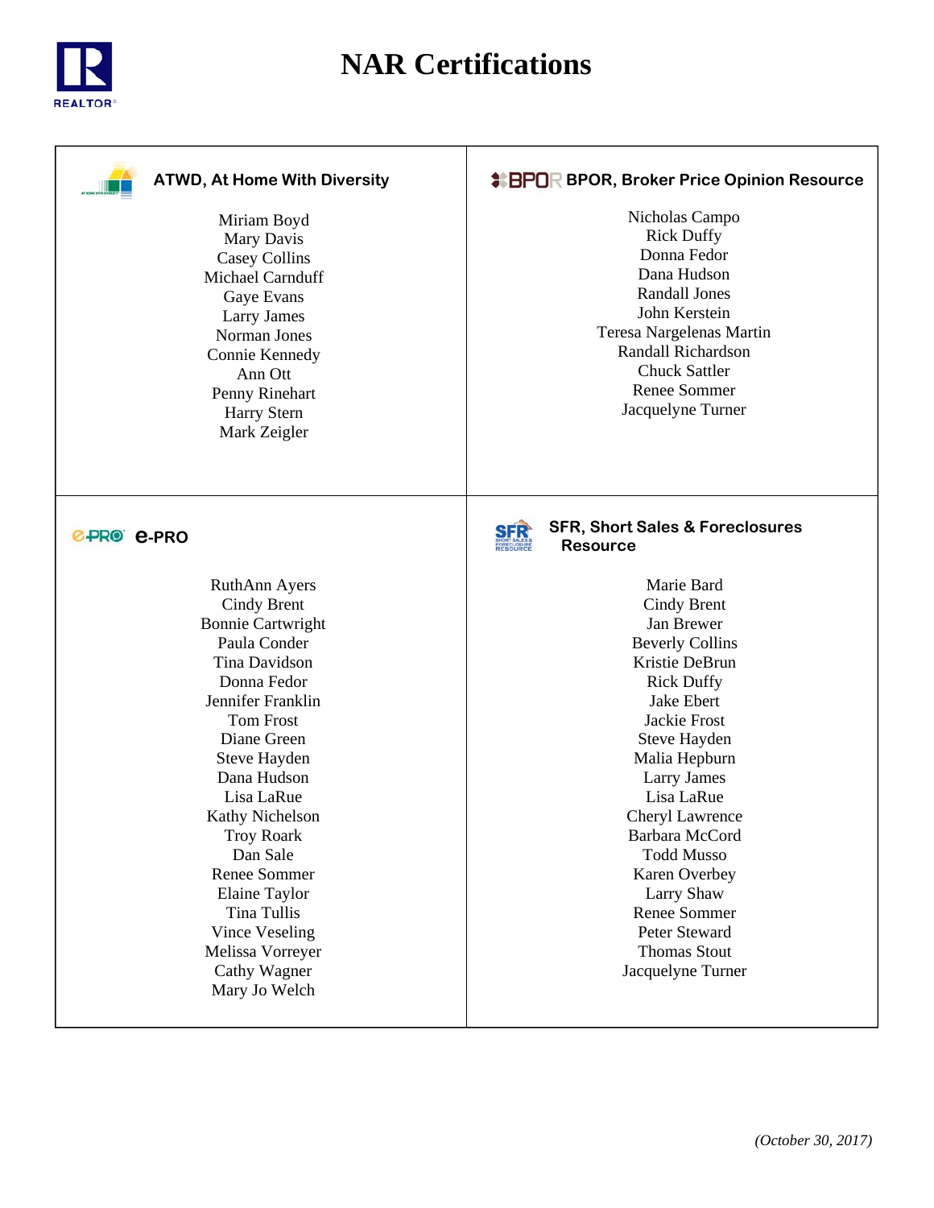# NAR Certifications

## ATWD, At Home With Diversity

Miriam Boyd
Mary Davis
Casey Collins
Michael Carnduff
Gaye Evans
Larry James
Norman Jones
Connie Kennedy
Ann Ott
Penny Rinehart
Harry Stern
Mark Zeigler

## BPOR, Broker Price Opinion Resource

Nicholas Campo
Rick Duffy
Donna Fedor
Dana Hudson
Randall Jones
John Kerstein
Teresa Nargelenas Martin
Randall Richardson
Chuck Sattler
Renee Sommer
Jacquelyne Turner

## e-PRO

RuthAnn Ayers
Cindy Brent
Bonnie Cartwright
Paula Conder
Tina Davidson
Donna Fedor
Jennifer Franklin
Tom Frost
Diane Green
Steve Hayden
Dana Hudson
Lisa LaRue
Kathy Nichelson
Troy Roark
Dan Sale
Renee Sommer
Elaine Taylor
Tina Tullis
Vince Veseling
Melissa Vorreyer
Cathy Wagner
Mary Jo Welch

## SFR, Short Sales & Foreclosures Resource

Marie Bard
Cindy Brent
Jan Brewer
Beverly Collins
Kristie DeBrun
Rick Duffy
Jake Ebert
Jackie Frost
Steve Hayden
Malia Hepburn
Larry James
Lisa LaRue
Cheryl Lawrence
Barbara McCord
Todd Musso
Karen Overbey
Larry Shaw
Renee Sommer
Peter Steward
Thomas Stout
Jacquelyne Turner

*(October 30, 2017)*